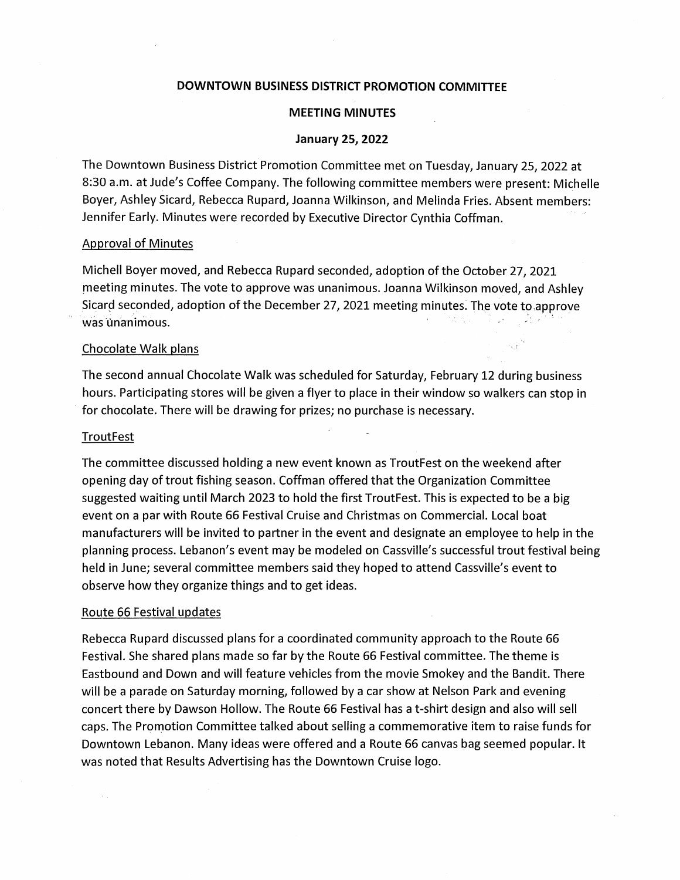# DOWNTOWN BUSINESS DISTRICT PROMOTION COMMITTEE

## MEETING MINUTES

### January 25, 2022

The Downtown Business District Promotion Committee met on Tuesday, January 25, 2022 at 8:30 a.m. at Jude's Coffee Company. The following committee members were present: Michelle Boyer, Ashley Sicard, Rebecca Rupard, Joanna Wilkinson, and Melinda Fries. Absent members: Jennifer Early. Minutes were recorded by Executive Director Cynthia Coffman.

Approval of Minutes

Michell Boyer moved, and Rebecca Rupard seconded, adoption of the October 27, 2021 meeting minutes. The vote to approve was unanimous. Joanna Wilkinson moved, and Ashley Sicard seconded, adoption of the December 27, 2021 meeting minutes. The vote to approve was unanimous.

Chocolate Walk plans

The second annual Chocolate Walk was scheduled for Saturday, February 12 during business hours. Participating stores will be given a flyer to place in their window so walkers can stop in for chocolate. There will be drawing for prizes; no purchase is necessary.

TroutFest

The committee discussed holding a new event known as TroutFest on the weekend after opening day of trout fishing season. Coffman offered that the Organization Committee suggested waiting until March 2023 to hold the first TroutFest. This is expected to be a big event on a par with Route 66 Festival Cruise and Christmas on Commercial. Local boat manufacturers will be invited to partner in the event and designate an employee to help in the planning process. Lebanon's event may be modeled on Cassville's successful trout festival being held in June; several committee members said they hoped to attend Cassville's event to observe how they organize things and to get ideas.

Route 66 Festival updates

Rebecca Rupard discussed plans for a coordinated community approach to the Route 66 Festival. She shared plans made so far by the Route 66 Festival committee. The theme is Eastbound and Down and will feature vehicles from the movie Smokey and the Bandit. There will be a parade on Saturday morning, followed by a car show at Nelson Park and evening concert there by Dawson Hollow. The Route 66 Festival has a t-shirt design and also will sell caps. The Promotion Committee talked about selling a commemorative item to raise funds for Downtown Lebanon. Many ideas were offered and a Route 66 canvas bag seemed popular. It was noted that Results Advertising has the Downtown Cruise logo.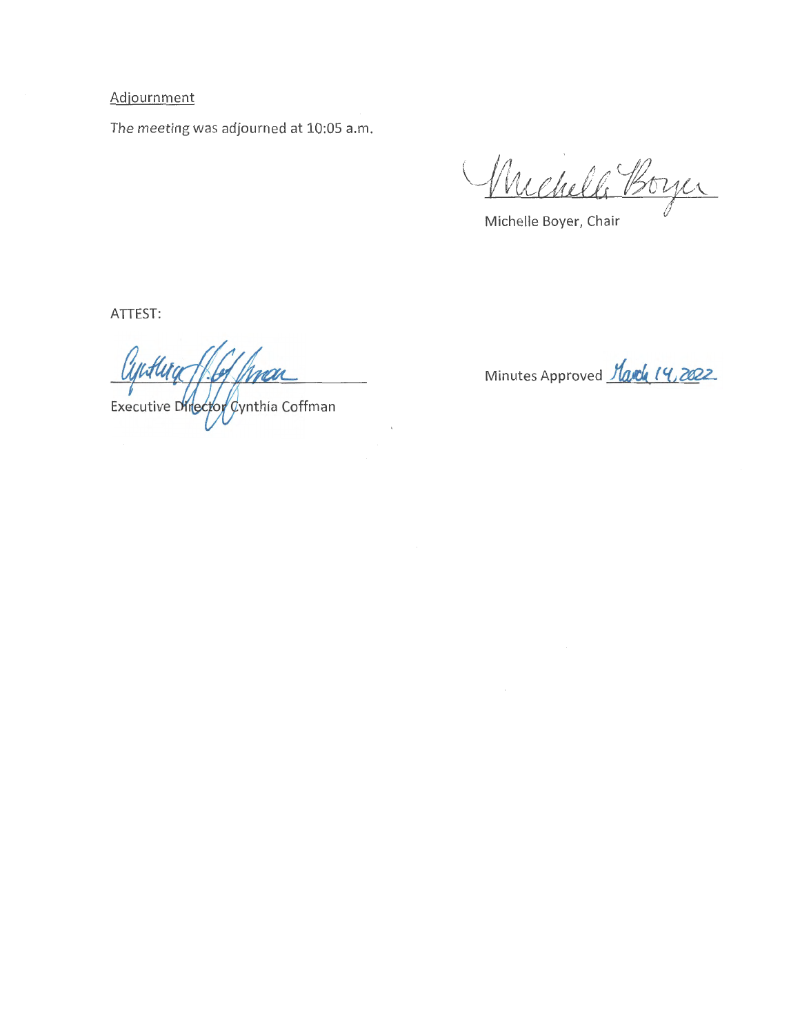<u>Adjournment</u>

The meeting was adjourned at 10:05 a.m.

Michelle Boyer

Michelle Boyer, Chair

ATTEST:

Cynthia H. Coffman

Executive Director Cynthia Coffman

Minutes Approved March 14, 2022